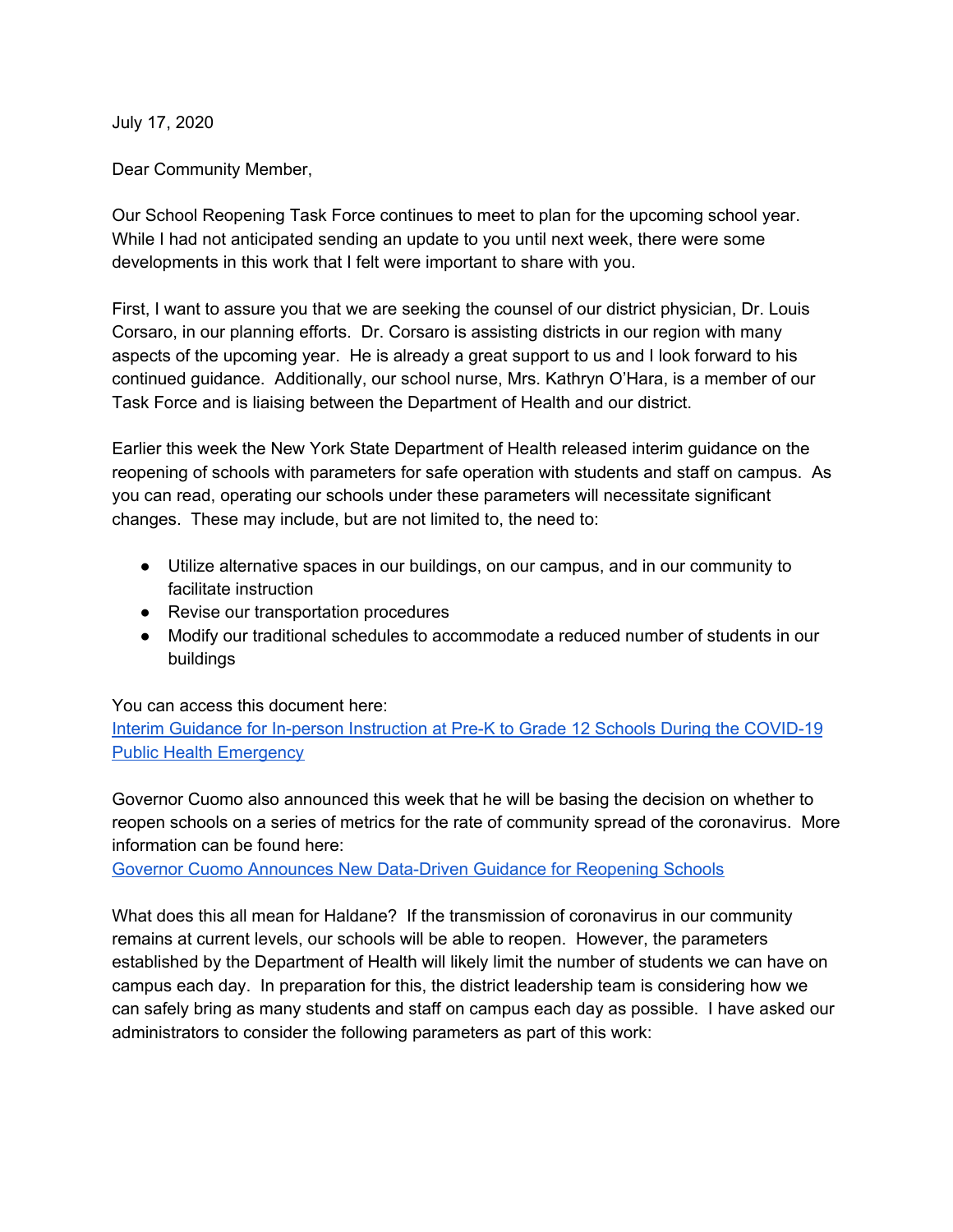July 17, 2020

Dear Community Member,

Our School Reopening Task Force continues to meet to plan for the upcoming school year. While I had not anticipated sending an update to you until next week, there were some developments in this work that I felt were important to share with you.

First, I want to assure you that we are seeking the counsel of our district physician, Dr. Louis Corsaro, in our planning efforts. Dr. Corsaro is assisting districts in our region with many aspects of the upcoming year. He is already a great support to us and I look forward to his continued guidance. Additionally, our school nurse, Mrs. Kathryn O'Hara, is a member of our Task Force and is liaising between the Department of Health and our district.

Earlier this week the New York State Department of Health released interim guidance on the reopening of schools with parameters for safe operation with students and staff on campus. As you can read, operating our schools under these parameters will necessitate significant changes. These may include, but are not limited to, the need to:

- Utilize alternative spaces in our buildings, on our campus, and in our community to facilitate instruction
- Revise our transportation procedures
- Modify our traditional schedules to accommodate a reduced number of students in our buildings

You can access this document here:
[Interim Guidance for In-person Instruction at Pre-K to Grade 12 Schools During the COVID-19 Public Health Emergency]

Governor Cuomo also announced this week that he will be basing the decision on whether to reopen schools on a series of metrics for the rate of community spread of the coronavirus. More information can be found here:
[Governor Cuomo Announces New Data-Driven Guidance for Reopening Schools]

What does this all mean for Haldane? If the transmission of coronavirus in our community remains at current levels, our schools will be able to reopen. However, the parameters established by the Department of Health will likely limit the number of students we can have on campus each day. In preparation for this, the district leadership team is considering how we can safely bring as many students and staff on campus each day as possible. I have asked our administrators to consider the following parameters as part of this work: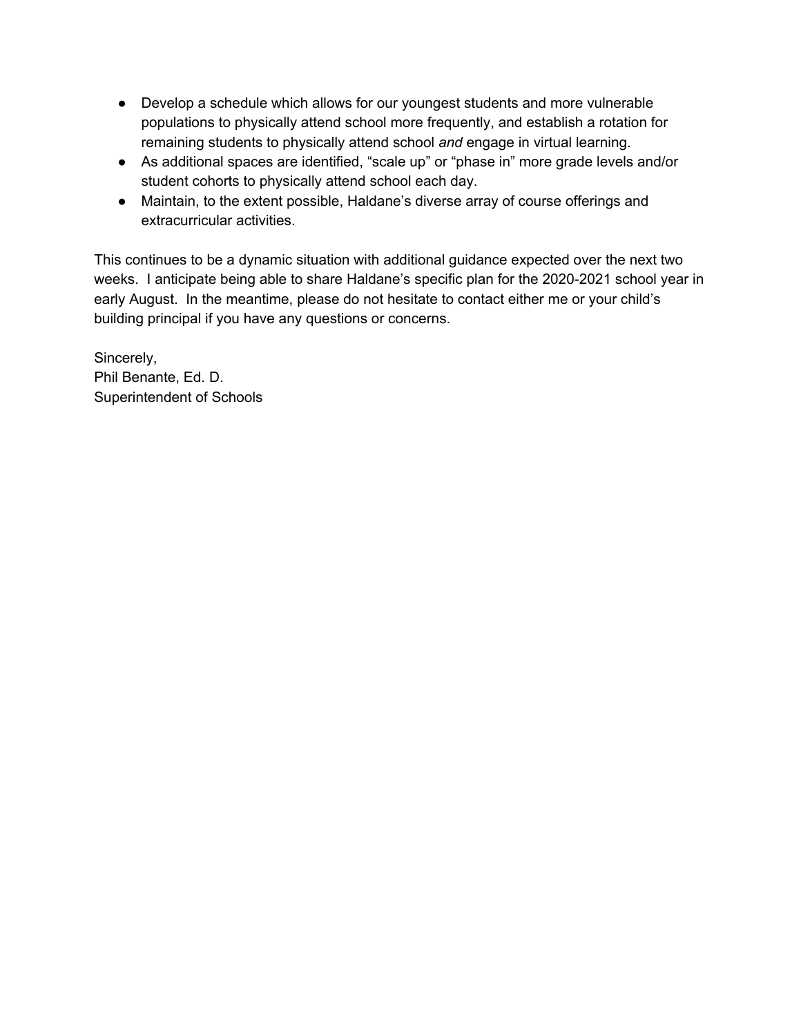- Develop a schedule which allows for our youngest students and more vulnerable populations to physically attend school more frequently, and establish a rotation for remaining students to physically attend school *and* engage in virtual learning.
- As additional spaces are identified, “scale up” or “phase in” more grade levels and/or student cohorts to physically attend school each day.
- Maintain, to the extent possible, Haldane’s diverse array of course offerings and extracurricular activities.

This continues to be a dynamic situation with additional guidance expected over the next two weeks. I anticipate being able to share Haldane’s specific plan for the 2020-2021 school year in early August. In the meantime, please do not hesitate to contact either me or your child’s building principal if you have any questions or concerns.

Sincerely,
Phil Benante, Ed. D.
Superintendent of Schools